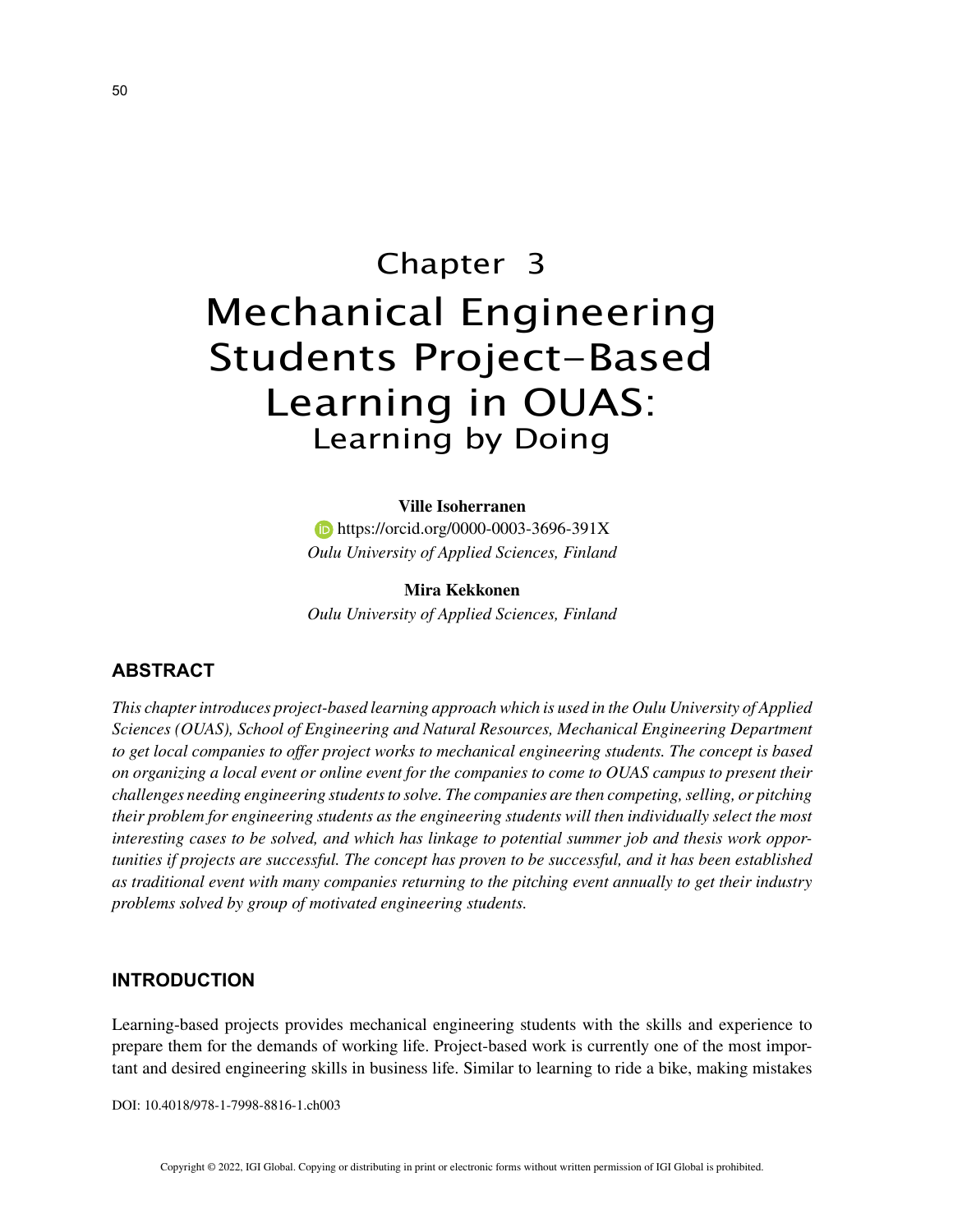# Chapter 3
# Mechanical Engineering Students Project-Based Learning in OUAS: Learning by Doing

**Ville Isoherranen**
https://orcid.org/0000-0003-3696-391X
*Oulu University of Applied Sciences, Finland*

**Mira Kekkonen**
*Oulu University of Applied Sciences, Finland*

## ABSTRACT

*This chapter introduces project-based learning approach which is used in the Oulu University of Applied Sciences (OUAS), School of Engineering and Natural Resources, Mechanical Engineering Department to get local companies to offer project works to mechanical engineering students. The concept is based on organizing a local event or online event for the companies to come to OUAS campus to present their challenges needing engineering students to solve. The companies are then competing, selling, or pitching their problem for engineering students as the engineering students will then individually select the most interesting cases to be solved, and which has linkage to potential summer job and thesis work opportunities if projects are successful. The concept has proven to be successful, and it has been established as traditional event with many companies returning to the pitching event annually to get their industry problems solved by group of motivated engineering students.*

## INTRODUCTION

Learning-based projects provides mechanical engineering students with the skills and experience to prepare them for the demands of working life. Project-based work is currently one of the most important and desired engineering skills in business life. Similar to learning to ride a bike, making mistakes

DOI: 10.4018/978-1-7998-8816-1.ch003

Copyright © 2022, IGI Global. Copying or distributing in print or electronic forms without written permission of IGI Global is prohibited.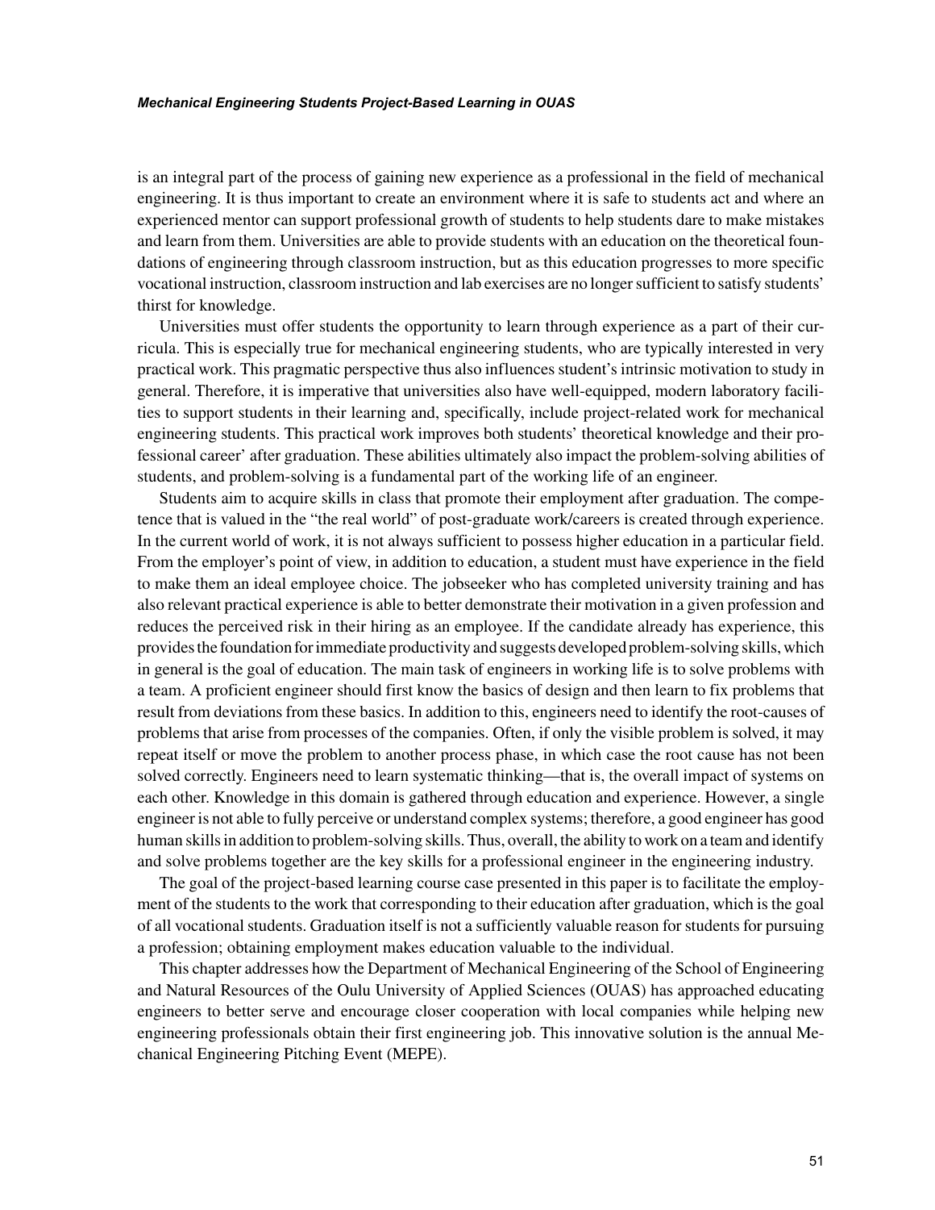is an integral part of the process of gaining new experience as a professional in the field of mechanical engineering. It is thus important to create an environment where it is safe to students act and where an experienced mentor can support professional growth of students to help students dare to make mistakes and learn from them. Universities are able to provide students with an education on the theoretical foundations of engineering through classroom instruction, but as this education progresses to more specific vocational instruction, classroom instruction and lab exercises are no longer sufficient to satisfy students' thirst for knowledge.

Universities must offer students the opportunity to learn through experience as a part of their curricula. This is especially true for mechanical engineering students, who are typically interested in very practical work. This pragmatic perspective thus also influences student's intrinsic motivation to study in general. Therefore, it is imperative that universities also have well-equipped, modern laboratory facilities to support students in their learning and, specifically, include project-related work for mechanical engineering students. This practical work improves both students' theoretical knowledge and their professional career' after graduation. These abilities ultimately also impact the problem-solving abilities of students, and problem-solving is a fundamental part of the working life of an engineer.

Students aim to acquire skills in class that promote their employment after graduation. The competence that is valued in the "the real world" of post-graduate work/careers is created through experience. In the current world of work, it is not always sufficient to possess higher education in a particular field. From the employer's point of view, in addition to education, a student must have experience in the field to make them an ideal employee choice. The jobseeker who has completed university training and has also relevant practical experience is able to better demonstrate their motivation in a given profession and reduces the perceived risk in their hiring as an employee. If the candidate already has experience, this provides the foundation for immediate productivity and suggests developed problem-solving skills, which in general is the goal of education. The main task of engineers in working life is to solve problems with a team. A proficient engineer should first know the basics of design and then learn to fix problems that result from deviations from these basics. In addition to this, engineers need to identify the root-causes of problems that arise from processes of the companies. Often, if only the visible problem is solved, it may repeat itself or move the problem to another process phase, in which case the root cause has not been solved correctly. Engineers need to learn systematic thinking—that is, the overall impact of systems on each other. Knowledge in this domain is gathered through education and experience. However, a single engineer is not able to fully perceive or understand complex systems; therefore, a good engineer has good human skills in addition to problem-solving skills. Thus, overall, the ability to work on a team and identify and solve problems together are the key skills for a professional engineer in the engineering industry.

The goal of the project-based learning course case presented in this paper is to facilitate the employment of the students to the work that corresponding to their education after graduation, which is the goal of all vocational students. Graduation itself is not a sufficiently valuable reason for students for pursuing a profession; obtaining employment makes education valuable to the individual.

This chapter addresses how the Department of Mechanical Engineering of the School of Engineering and Natural Resources of the Oulu University of Applied Sciences (OUAS) has approached educating engineers to better serve and encourage closer cooperation with local companies while helping new engineering professionals obtain their first engineering job. This innovative solution is the annual Mechanical Engineering Pitching Event (MEPE).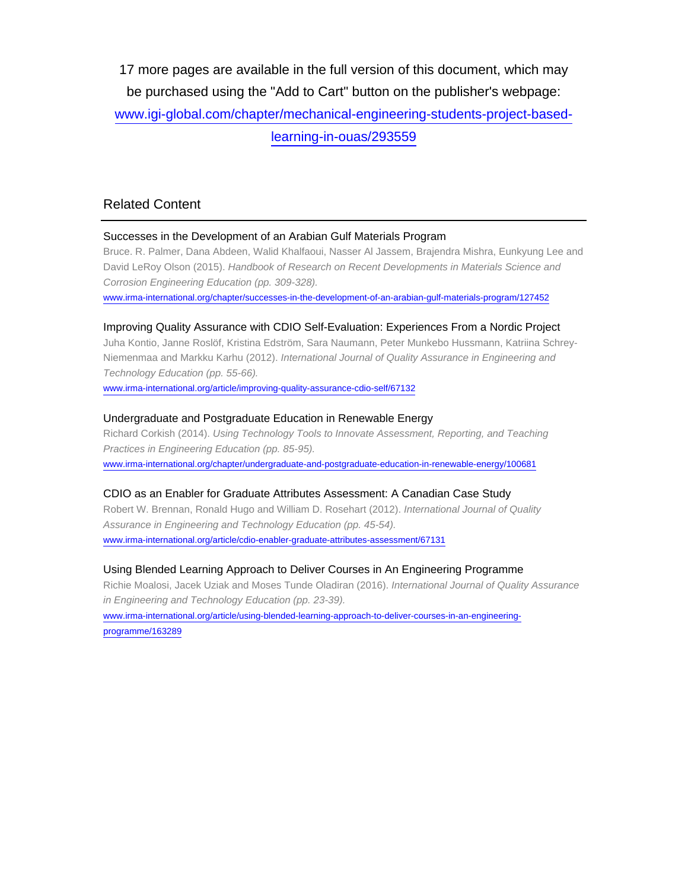17 more pages are available in the full version of this document, which may be purchased using the "Add to Cart" button on the publisher's webpage: [www.igi-global.com/chapter/mechanical-engineering-students-project-based-learning-in-ouas/293559](www.igi-global.com/chapter/mechanical-engineering-students-project-based-learning-in-ouas/293559)

## Related Content

**Successes in the Development of an Arabian Gulf Materials Program**
Bruce. R. Palmer, Dana Abdeen, Walid Khalfaoui, Nasser Al Jassem, Brajendra Mishra, Eunkyung Lee and David LeRoy Olson (2015). *Handbook of Research on Recent Developments in Materials Science and Corrosion Engineering Education (pp. 309-328).*
[www.irma-international.org/chapter/successes-in-the-development-of-an-arabian-gulf-materials-program/127452](www.irma-international.org/chapter/successes-in-the-development-of-an-arabian-gulf-materials-program/127452)

**Improving Quality Assurance with CDIO Self-Evaluation: Experiences From a Nordic Project**
Juha Kontio, Janne Roslöf, Kristina Edström, Sara Naumann, Peter Munkebo Hussmann, Katriina Schrey-Niemenmaa and Markku Karhu (2012). *International Journal of Quality Assurance in Engineering and Technology Education (pp. 55-66).*
[www.irma-international.org/article/improving-quality-assurance-cdio-self/67132](www.irma-international.org/article/improving-quality-assurance-cdio-self/67132)

**Undergraduate and Postgraduate Education in Renewable Energy**
Richard Corkish (2014). *Using Technology Tools to Innovate Assessment, Reporting, and Teaching Practices in Engineering Education (pp. 85-95).*
[www.irma-international.org/chapter/undergraduate-and-postgraduate-education-in-renewable-energy/100681](www.irma-international.org/chapter/undergraduate-and-postgraduate-education-in-renewable-energy/100681)

**CDIO as an Enabler for Graduate Attributes Assessment: A Canadian Case Study**
Robert W. Brennan, Ronald Hugo and William D. Rosehart (2012). *International Journal of Quality Assurance in Engineering and Technology Education (pp. 45-54).*
[www.irma-international.org/article/cdio-enabler-graduate-attributes-assessment/67131](www.irma-international.org/article/cdio-enabler-graduate-attributes-assessment/67131)

**Using Blended Learning Approach to Deliver Courses in An Engineering Programme**
Richie Moalosi, Jacek Uziak and Moses Tunde Oladiran (2016). *International Journal of Quality Assurance in Engineering and Technology Education (pp. 23-39).*
[www.irma-international.org/article/using-blended-learning-approach-to-deliver-courses-in-an-engineering-programme/163289](www.irma-international.org/article/using-blended-learning-approach-to-deliver-courses-in-an-engineering-programme/163289)